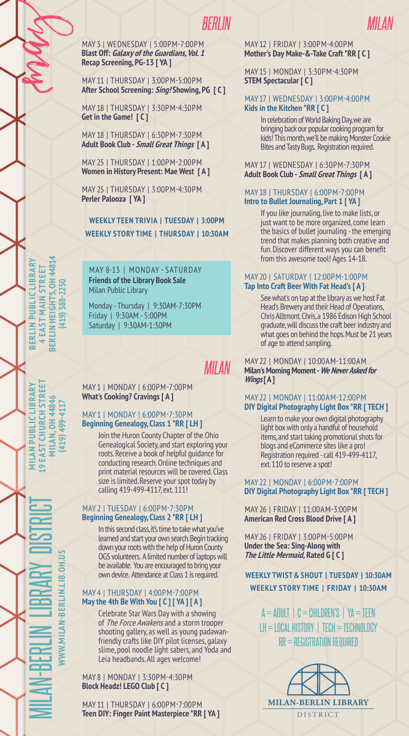# may

## MILAN-BERLIN LIBRARY DISTRICT

WWW.MILAN-BERLIN.LIB.OH.US

**BERLIN PUBLIC LIBRARY**
**4 EAST MAIN STREET**
**BERLIN HEIGHTS, OH 44814**
**(419) 588-2250**

**MILAN PUBLIC LIBRARY**
**19 EAST CHURCH STREET**
**MILAN, OH 44846**
**(419) 499-4117**

## BERLIN

MAY 3 | WEDNESDAY | 5:00PM-7:00PM
**Blast Off: *Galaxy of the Guardians, Vol. 1* Recap Screening, PG-13 [ YA ]**

MAY 11 | THURSDAY | 3:00PM-5:00PM
**After School Screening: *Sing!* Showing, PG [ C ]**

MAY 18 | THURSDAY | 3:30PM-4:30PM
**Get in the Game! [ C ]**

MAY 18 | THURSDAY | 6:30PM-7:30PM
**Adult Book Club - *Small Great Things* [ A ]**

MAY 25 | THURSDAY | 1:00PM-2:00PM
**Women in History Present: Mae West [ A ]**

MAY 25 | THURSDAY | 3:00PM-4:30PM
**Perler Palooza [ YA ]**

**WEEKLY TEEN TRIVIA | TUESDAY | 3:00PM**
**WEEKLY STORY TIME | THURSDAY | 10:30AM**

MAY 8-13 | MONDAY - SATURDAY
**Friends of the Library Book Sale**
Milan Public Library

Monday - Thursday | 9:30AM-7:30PM
Friday | 9:30AM - 5:00PM
Saturday | 9:30AM-1:30PM

## MILAN

MAY 1 | MONDAY | 6:00PM-7:00PM
**What's Cooking? Cravings [ A ]**

MAY 1 | MONDAY | 6:00PM-7:30PM
**Beginning Genealogy, Class 1 *RR [ LH ]**

Join the Huron County Chapter of the Ohio Genealogical Society, and start exploring your roots. Receive a book of helpful guidance for conducting research. Online techniques and print material resources will be covered. Class size is limited. Reserve your spot today by calling 419-499-4117, ext. 111!

MAY 2 | TUESDAY | 6:00PM-7:30PM
**Beginning Genealogy, Class 2 *RR [ LH ]**

In this second class, it's time to take what you've learned and start your own search. Begin tracking down your roots with the help of Huron County OGS volunteers. A limited number of laptops will be available. You are encouraged to bring your own device. Attendance at Class 1 is required.

MAY 4 | THURSDAY | 4:00PM-7:00PM
**May the 4th Be With You [ C ] [ YA ] [ A ]**

Celebrate Star Wars Day with a showing of *The Force Awakens* and a storm trooper shooting gallery, as well as young padawan-friendly crafts like DIY pilot licenses, galaxy slime, pool noodle light sabers, and Yoda and Leia headbands. All ages welcome!

MAY 8 | MONDAY | 3:30PM-4:30PM
**Block Headz! LEGO Club [ C ]**

MAY 11 | THURSDAY | 6:00PM-7:00PM
**Teen DIY: Finger Paint Masterpiece *RR [ YA ]**

## MILAN

MAY 12 | FRIDAY | 3:00PM-4:00PM
**Mother's Day Make-&-Take Craft *RR [ C ]**

MAY 15 | MONDAY | 3:30PM-4:30PM
**STEM Spectacular [ C ]**

MAY 17 | WEDNESDAY | 3:00PM-4:00PM
**Kids in the Kitchen *RR [ C ]**

In celebration of World Baking Day, we are bringing back our popular cooking program for kids! This month, we'll be making Monster Cookie Bites and Tasty Bugs. Registration required.

MAY 17 | WEDNESDAY | 6:30PM-7:30PM
**Adult Book Club - *Small Great Things* [ A ]**

MAY 18 | THURSDAY | 6:00PM-7:00PM
**Intro to Bullet Journaling, Part 1 [ YA ]**

If you like journaling, live to make lists, or just want to be more organized, come learn the basics of bullet journaling - the emerging trend that makes planning both creative and fun. Discover different ways you can benefit from this awesome tool! Ages 14-18.

MAY 20 | SATURDAY | 12:00PM-1:00PM
**Tap Into Craft Beer With Fat Head's [ A ]**

See what's on tap at the library as we host Fat Head's Brewery and their Head of Operations, Chris Alltmont. Chris, a 1986 Edison High School graduate, will discuss the craft beer industry and what goes on behind the hops. Must be 21 years of age to attend sampling.

MAY 22 | MONDAY | 10:00AM-11:00AM
**Milan's Morning Moment - *We Never Asked for Wings* [ A ]**

MAY 22 | MONDAY | 11:00AM-12:00PM
**DIY Digital Photography Light Box *RR [ TECH ]**

Learn to make your own digital photography light box with only a handful of household items, and start taking promotional shots for blogs and eCommerce sites like a pro! Registration required - call 419-499-4117, ext. 110 to reserve a spot!

MAY 22 | MONDAY | 6:00PM-7:00PM
**DIY Digital Photography Light Box *RR [ TECH ]**

MAY 26 | FRIDAY | 11:00AM-3:00PM
**American Red Cross Blood Drive [ A ]**

MAY 26 | FRIDAY | 3:00PM-5:00PM
**Under the Sea: Sing-Along with *The Little Mermaid*, Rated G [ C ]**

**WEEKLY TWIST & SHOUT | TUESDAY | 10:30AM**
**WEEKLY STORY TIME | FRIDAY | 10:30AM**

A = ADULT | C = CHILDREN'S | YA = TEEN
LH = LOCAL HISTORY | TECH = TECHNOLOGY
RR = REGISTRATION REQUIRED

MILAN-BERLIN LIBRARY DISTRICT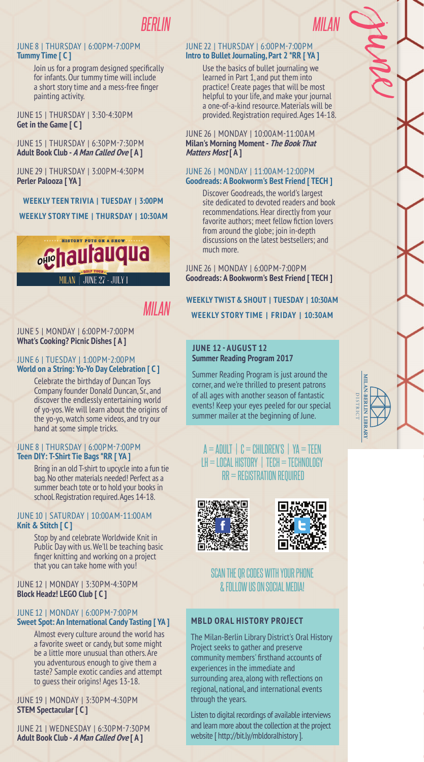# BERLIN

**JUNE 8 | THURSDAY | 6:00PM-7:00PM**
**Tummy Time [ C ]**

Join us for a program designed specifically for infants. Our tummy time will include a short story time and a mess-free finger painting activity.

**JUNE 15 | THURSDAY | 3:30-4:30PM**
**Get in the Game [ C ]**

**JUNE 15 | THURSDAY | 6:30PM-7:30PM**
**Adult Book Club - *A Man Called Ove* [ A ]**

**JUNE 29 | THURSDAY | 3:00PM-4:30PM**
**Perler Palooza [ YA ]**

**WEEKLY TEEN TRIVIA | TUESDAY | 3:00PM**

**WEEKLY STORY TIME | THURSDAY | 10:30AM**

HISTORY PUTS ON A SHOW
OHIO Chautauqua
2017 TOUR
MILAN | JUNE 27 - JULY 1

# MILAN

**JUNE 5 | MONDAY | 6:00PM-7:00PM**
**What's Cooking? Picnic Dishes [ A ]**

**JUNE 6 | TUESDAY | 1:00PM-2:00PM**
**World on a String: Yo-Yo Day Celebration [ C ]**

Celebrate the birthday of Duncan Toys Company founder Donald Duncan, Sr., and discover the endlessly entertaining world of yo-yos. We will learn about the origins of the yo-yo, watch some videos, and try our hand at some simple tricks.

**JUNE 8 | THURSDAY | 6:00PM-7:00PM**
**Teen DIY: T-Shirt Tie Bags *RR [ YA ]**

Bring in an old T-shirt to upcycle into a fun tie bag. No other materials needed! Perfect as a summer beach tote or to hold your books in school. Registration required. Ages 14-18.

**JUNE 10 | SATURDAY | 10:00AM-11:00AM**
**Knit & Stitch [ C ]**

Stop by and celebrate Worldwide Knit in Public Day with us. We'll be teaching basic finger knitting and working on a project that you can take home with you!

**JUNE 12 | MONDAY | 3:30PM-4:30PM**
**Block Headz! LEGO Club [ C ]**

**JUNE 12 | MONDAY | 6:00PM-7:00PM**
**Sweet Spot: An International Candy Tasting [ YA ]**

Almost every culture around the world has a favorite sweet or candy, but some might be a little more unusual than others. Are you adventurous enough to give them a taste? Sample exotic candies and attempt to guess their origins! Ages 13-18.

**JUNE 19 | MONDAY | 3:30PM-4:30PM**
**STEM Spectacular [ C ]**

**JUNE 21 | WEDNESDAY | 6:30PM-7:30PM**
**Adult Book Club - *A Man Called Ove* [ A ]**

# MILAN

**JUNE 22 | THURSDAY | 6:00PM-7:00PM**
**Intro to Bullet Journaling, Part 2 *RR [ YA ]**

Use the basics of bullet journaling we learned in Part 1, and put them into practice! Create pages that will be most helpful to your life, and make your journal a one-of-a-kind resource. Materials will be provided. Registration required. Ages 14-18.

**JUNE 26 | MONDAY | 10:00AM-11:00AM**
**Milan's Morning Moment - *The Book That Matters Most* [ A ]**

**JUNE 26 | MONDAY | 11:00AM-12:00PM**
**Goodreads: A Bookworm's Best Friend [ TECH ]**

Discover Goodreads, the world's largest site dedicated to devoted readers and book recommendations. Hear directly from your favorite authors; meet fellow fiction lovers from around the globe; join in-depth discussions on the latest bestsellers; and much more.

**JUNE 26 | MONDAY | 6:00PM-7:00PM**
**Goodreads: A Bookworm's Best Friend [ TECH ]**

**WEEKLY TWIST & SHOUT | TUESDAY | 10:30AM**

**WEEKLY STORY TIME | FRIDAY | 10:30AM**

**JUNE 12 - AUGUST 12**
**Summer Reading Program 2017**

Summer Reading Program is just around the corner, and we're thrilled to present patrons of all ages with another season of fantastic events! Keep your eyes peeled for our special summer mailer at the beginning of June.

A = ADULT | C = CHILDREN'S | YA = TEEN
LH = LOCAL HISTORY | TECH = TECHNOLOGY
RR = REGISTRATION REQUIRED

SCAN THE QR CODES WITH YOUR PHONE & FOLLOW US ON SOCIAL MEDIA!

**MBLD ORAL HISTORY PROJECT**

The Milan-Berlin Library District's Oral History Project seeks to gather and preserve community members' firsthand accounts of experiences in the immediate and surrounding area, along with reflections on regional, national, and international events through the years.

Listen to digital recordings of available interviews and learn more about the collection at the project website [ http://bit.ly/mbldoralhistory ].

June

MILAN-BERLIN LIBRARY DISTRICT